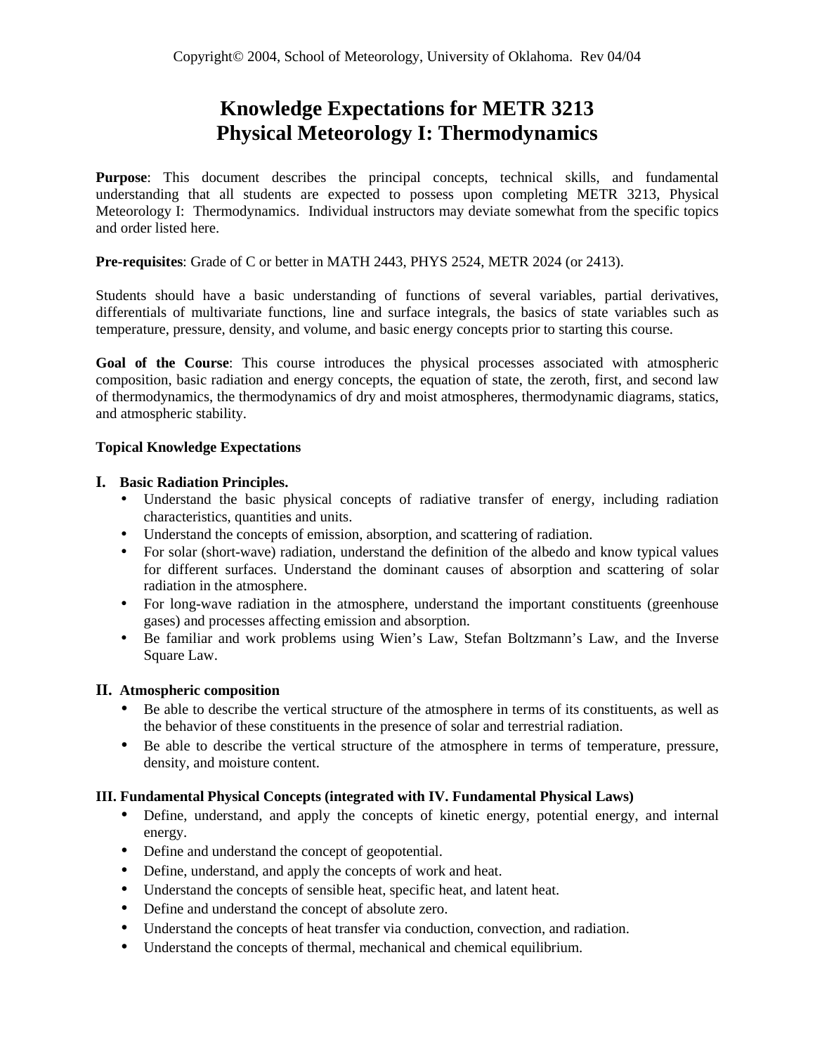Copyright© 2004, School of Meteorology, University of Oklahoma. Rev 04/04

# Knowledge Expectations for METR 3213
# Physical Meteorology I: Thermodynamics

**Purpose**: This document describes the principal concepts, technical skills, and fundamental understanding that all students are expected to possess upon completing METR 3213, Physical Meteorology I: Thermodynamics. Individual instructors may deviate somewhat from the specific topics and order listed here.

**Pre-requisites**: Grade of C or better in MATH 2443, PHYS 2524, METR 2024 (or 2413).

Students should have a basic understanding of functions of several variables, partial derivatives, differentials of multivariate functions, line and surface integrals, the basics of state variables such as temperature, pressure, density, and volume, and basic energy concepts prior to starting this course.

**Goal of the Course**: This course introduces the physical processes associated with atmospheric composition, basic radiation and energy concepts, the equation of state, the zeroth, first, and second law of thermodynamics, the thermodynamics of dry and moist atmospheres, thermodynamic diagrams, statics, and atmospheric stability.

**Topical Knowledge Expectations**

## I. Basic Radiation Principles.

- Understand the basic physical concepts of radiative transfer of energy, including radiation characteristics, quantities and units.
- Understand the concepts of emission, absorption, and scattering of radiation.
- For solar (short-wave) radiation, understand the definition of the albedo and know typical values for different surfaces. Understand the dominant causes of absorption and scattering of solar radiation in the atmosphere.
- For long-wave radiation in the atmosphere, understand the important constituents (greenhouse gases) and processes affecting emission and absorption.
- Be familiar and work problems using Wien's Law, Stefan Boltzmann's Law, and the Inverse Square Law.

## II. Atmospheric composition

- Be able to describe the vertical structure of the atmosphere in terms of its constituents, as well as the behavior of these constituents in the presence of solar and terrestrial radiation.
- Be able to describe the vertical structure of the atmosphere in terms of temperature, pressure, density, and moisture content.

## III. Fundamental Physical Concepts (integrated with IV. Fundamental Physical Laws)

- Define, understand, and apply the concepts of kinetic energy, potential energy, and internal energy.
- Define and understand the concept of geopotential.
- Define, understand, and apply the concepts of work and heat.
- Understand the concepts of sensible heat, specific heat, and latent heat.
- Define and understand the concept of absolute zero.
- Understand the concepts of heat transfer via conduction, convection, and radiation.
- Understand the concepts of thermal, mechanical and chemical equilibrium.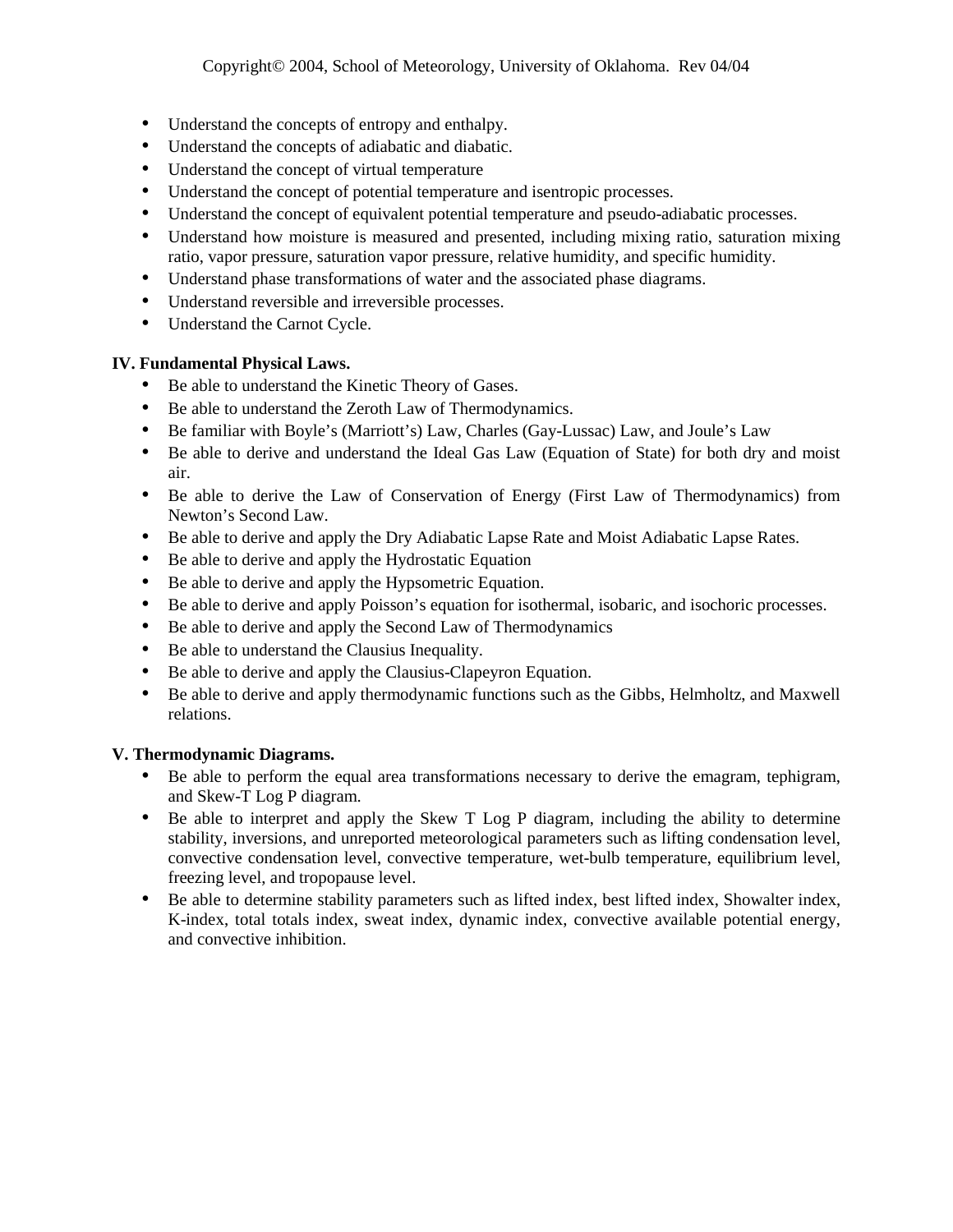- Understand the concepts of entropy and enthalpy.
- Understand the concepts of adiabatic and diabatic.
- Understand the concept of virtual temperature
- Understand the concept of potential temperature and isentropic processes.
- Understand the concept of equivalent potential temperature and pseudo-adiabatic processes.
- Understand how moisture is measured and presented, including mixing ratio, saturation mixing ratio, vapor pressure, saturation vapor pressure, relative humidity, and specific humidity.
- Understand phase transformations of water and the associated phase diagrams.
- Understand reversible and irreversible processes.
- Understand the Carnot Cycle.

**IV. Fundamental Physical Laws.**

- Be able to understand the Kinetic Theory of Gases.
- Be able to understand the Zeroth Law of Thermodynamics.
- Be familiar with Boyle's (Marriott's) Law, Charles (Gay-Lussac) Law, and Joule's Law
- Be able to derive and understand the Ideal Gas Law (Equation of State) for both dry and moist air.
- Be able to derive the Law of Conservation of Energy (First Law of Thermodynamics) from Newton's Second Law.
- Be able to derive and apply the Dry Adiabatic Lapse Rate and Moist Adiabatic Lapse Rates.
- Be able to derive and apply the Hydrostatic Equation
- Be able to derive and apply the Hypsometric Equation.
- Be able to derive and apply Poisson's equation for isothermal, isobaric, and isochoric processes.
- Be able to derive and apply the Second Law of Thermodynamics
- Be able to understand the Clausius Inequality.
- Be able to derive and apply the Clausius-Clapeyron Equation.
- Be able to derive and apply thermodynamic functions such as the Gibbs, Helmholtz, and Maxwell relations.

**V. Thermodynamic Diagrams.**

- Be able to perform the equal area transformations necessary to derive the emagram, tephigram, and Skew-T Log P diagram.
- Be able to interpret and apply the Skew T Log P diagram, including the ability to determine stability, inversions, and unreported meteorological parameters such as lifting condensation level, convective condensation level, convective temperature, wet-bulb temperature, equilibrium level, freezing level, and tropopause level.
- Be able to determine stability parameters such as lifted index, best lifted index, Showalter index, K-index, total totals index, sweat index, dynamic index, convective available potential energy, and convective inhibition.